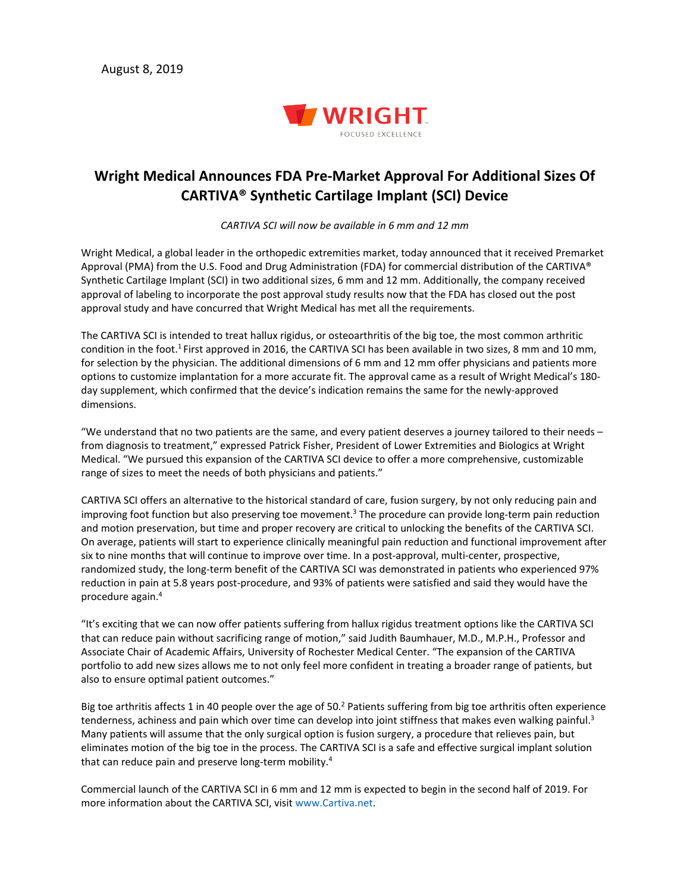August 8, 2019

WRIGHT
FOCUSED EXCELLENCE

# Wright Medical Announces FDA Pre-Market Approval For Additional Sizes Of CARTIVA® Synthetic Cartilage Implant (SCI) Device

*CARTIVA SCI will now be available in 6 mm and 12 mm*

Wright Medical, a global leader in the orthopedic extremities market, today announced that it received Premarket Approval (PMA) from the U.S. Food and Drug Administration (FDA) for commercial distribution of the CARTIVA® Synthetic Cartilage Implant (SCI) in two additional sizes, 6 mm and 12 mm. Additionally, the company received approval of labeling to incorporate the post approval study results now that the FDA has closed out the post approval study and have concurred that Wright Medical has met all the requirements.

The CARTIVA SCI is intended to treat hallux rigidus, or osteoarthritis of the big toe, the most common arthritic condition in the foot.[1] First approved in 2016, the CARTIVA SCI has been available in two sizes, 8 mm and 10 mm, for selection by the physician. The additional dimensions of 6 mm and 12 mm offer physicians and patients more options to customize implantation for a more accurate fit. The approval came as a result of Wright Medical's 180-day supplement, which confirmed that the device's indication remains the same for the newly-approved dimensions.

"We understand that no two patients are the same, and every patient deserves a journey tailored to their needs – from diagnosis to treatment," expressed Patrick Fisher, President of Lower Extremities and Biologics at Wright Medical. "We pursued this expansion of the CARTIVA SCI device to offer a more comprehensive, customizable range of sizes to meet the needs of both physicians and patients."

CARTIVA SCI offers an alternative to the historical standard of care, fusion surgery, by not only reducing pain and improving foot function but also preserving toe movement.[3] The procedure can provide long-term pain reduction and motion preservation, but time and proper recovery are critical to unlocking the benefits of the CARTIVA SCI. On average, patients will start to experience clinically meaningful pain reduction and functional improvement after six to nine months that will continue to improve over time. In a post-approval, multi-center, prospective, randomized study, the long-term benefit of the CARTIVA SCI was demonstrated in patients who experienced 97% reduction in pain at 5.8 years post-procedure, and 93% of patients were satisfied and said they would have the procedure again.[4]

"It's exciting that we can now offer patients suffering from hallux rigidus treatment options like the CARTIVA SCI that can reduce pain without sacrificing range of motion," said Judith Baumhauer, M.D., M.P.H., Professor and Associate Chair of Academic Affairs, University of Rochester Medical Center. "The expansion of the CARTIVA portfolio to add new sizes allows me to not only feel more confident in treating a broader range of patients, but also to ensure optimal patient outcomes."

Big toe arthritis affects 1 in 40 people over the age of 50.[2] Patients suffering from big toe arthritis often experience tenderness, achiness and pain which over time can develop into joint stiffness that makes even walking painful.[3] Many patients will assume that the only surgical option is fusion surgery, a procedure that relieves pain, but eliminates motion of the big toe in the process. The CARTIVA SCI is a safe and effective surgical implant solution that can reduce pain and preserve long-term mobility.[4]

Commercial launch of the CARTIVA SCI in 6 mm and 12 mm is expected to begin in the second half of 2019. For more information about the CARTIVA SCI, visit www.Cartiva.net.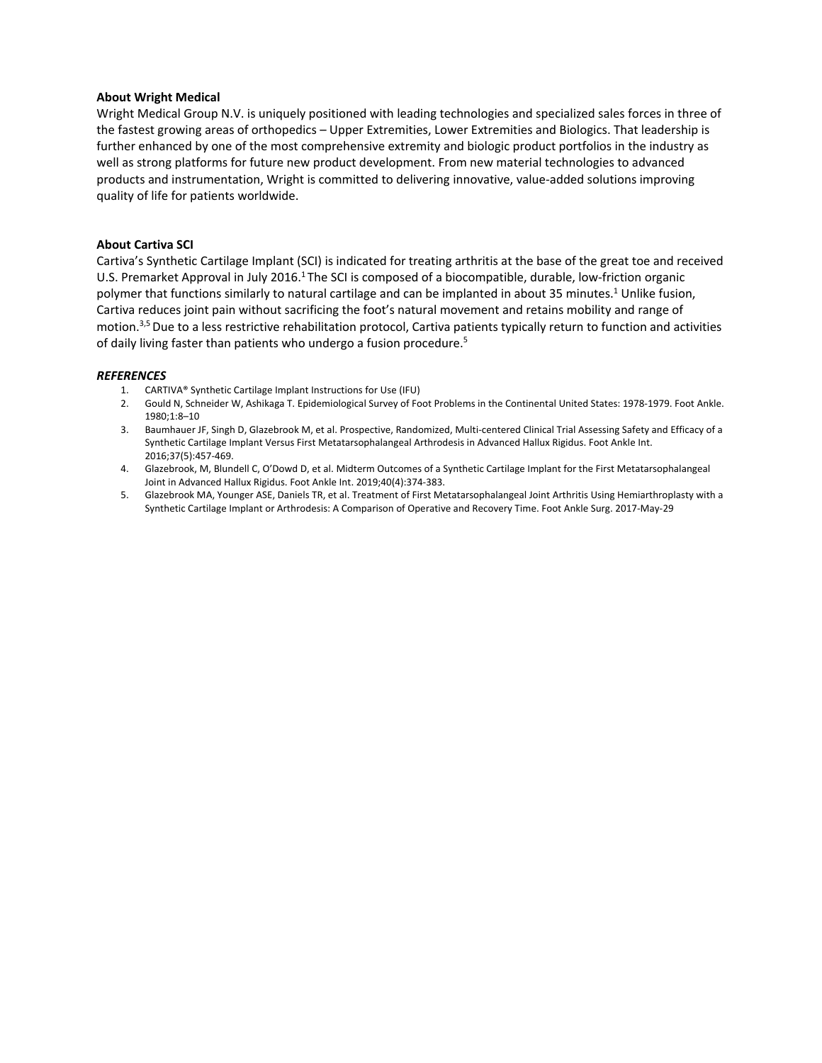**About Wright Medical**

Wright Medical Group N.V. is uniquely positioned with leading technologies and specialized sales forces in three of the fastest growing areas of orthopedics – Upper Extremities, Lower Extremities and Biologics. That leadership is further enhanced by one of the most comprehensive extremity and biologic product portfolios in the industry as well as strong platforms for future new product development. From new material technologies to advanced products and instrumentation, Wright is committed to delivering innovative, value-added solutions improving quality of life for patients worldwide.

**About Cartiva SCI**

Cartiva's Synthetic Cartilage Implant (SCI) is indicated for treating arthritis at the base of the great toe and received U.S. Premarket Approval in July 2016.[1] The SCI is composed of a biocompatible, durable, low-friction organic polymer that functions similarly to natural cartilage and can be implanted in about 35 minutes.[1] Unlike fusion, Cartiva reduces joint pain without sacrificing the foot's natural movement and retains mobility and range of motion.[3,5] Due to a less restrictive rehabilitation protocol, Cartiva patients typically return to function and activities of daily living faster than patients who undergo a fusion procedure.[5]

***REFERENCES***

1. CARTIVA® Synthetic Cartilage Implant Instructions for Use (IFU)
2. Gould N, Schneider W, Ashikaga T. Epidemiological Survey of Foot Problems in the Continental United States: 1978-1979. Foot Ankle. 1980;1:8–10
3. Baumhauer JF, Singh D, Glazebrook M, et al. Prospective, Randomized, Multi-centered Clinical Trial Assessing Safety and Efficacy of a Synthetic Cartilage Implant Versus First Metatarsophalangeal Arthrodesis in Advanced Hallux Rigidus. Foot Ankle Int. 2016;37(5):457-469.
4. Glazebrook, M, Blundell C, O'Dowd D, et al. Midterm Outcomes of a Synthetic Cartilage Implant for the First Metatarsophalangeal Joint in Advanced Hallux Rigidus. Foot Ankle Int. 2019;40(4):374-383.
5. Glazebrook MA, Younger ASE, Daniels TR, et al. Treatment of First Metatarsophalangeal Joint Arthritis Using Hemiarthroplasty with a Synthetic Cartilage Implant or Arthrodesis: A Comparison of Operative and Recovery Time. Foot Ankle Surg. 2017-May-29